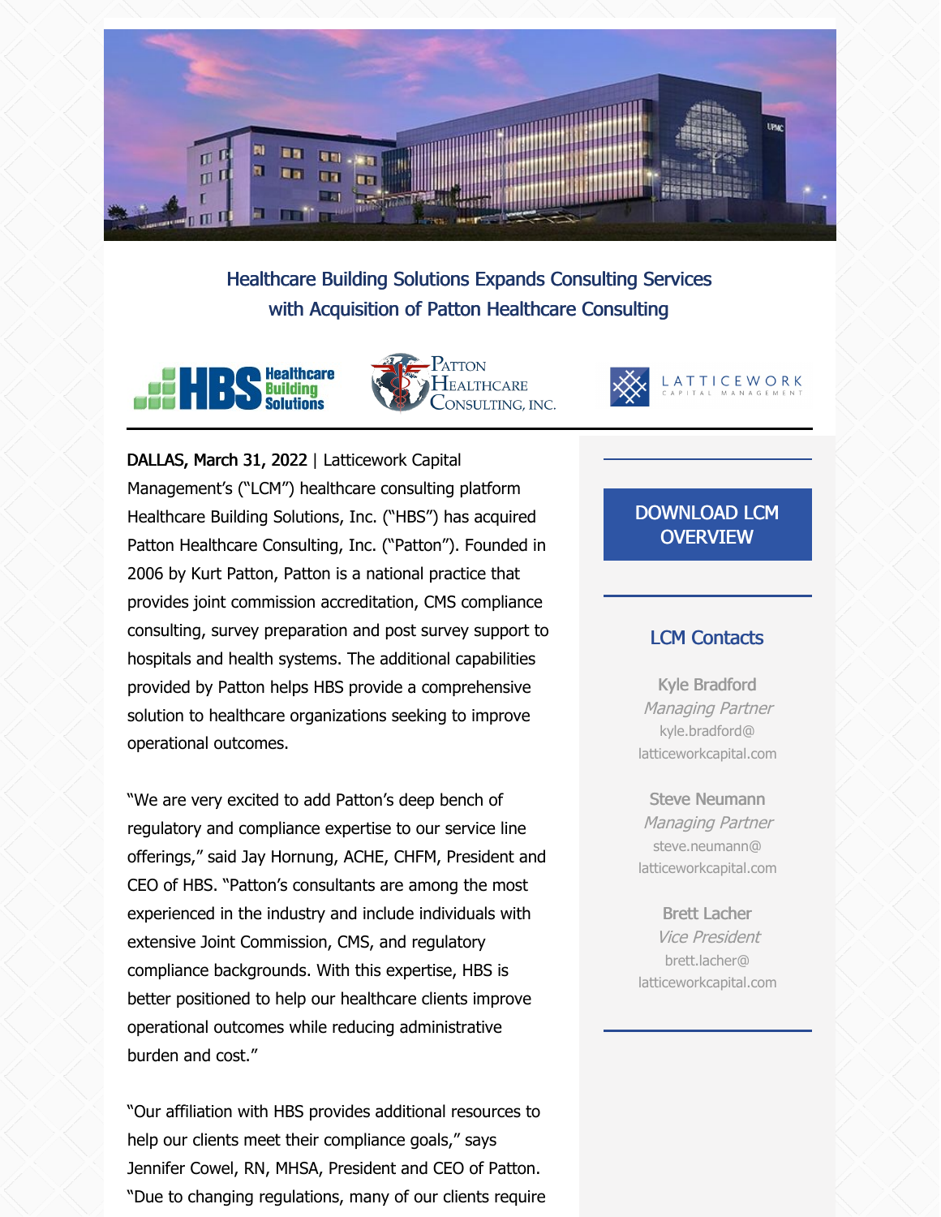## Healthcare Building Solutions Expands Consulting Services with Acquisition of Patton Healthcare Consulting

**DALLAS, March 31, 2022** | Latticework Capital Management's ("LCM") healthcare consulting platform Healthcare Building Solutions, Inc. ("HBS") has acquired Patton Healthcare Consulting, Inc. ("Patton"). Founded in 2006 by Kurt Patton, Patton is a national practice that provides joint commission accreditation, CMS compliance consulting, survey preparation and post survey support to hospitals and health systems. The additional capabilities provided by Patton helps HBS provide a comprehensive solution to healthcare organizations seeking to improve operational outcomes.

"We are very excited to add Patton's deep bench of regulatory and compliance expertise to our service line offerings," said Jay Hornung, ACHE, CHFM, President and CEO of HBS. "Patton's consultants are among the most experienced in the industry and include individuals with extensive Joint Commission, CMS, and regulatory compliance backgrounds. With this expertise, HBS is better positioned to help our healthcare clients improve operational outcomes while reducing administrative burden and cost."

"Our affiliation with HBS provides additional resources to help our clients meet their compliance goals," says Jennifer Cowel, RN, MHSA, President and CEO of Patton. "Due to changing regulations, many of our clients require

DOWNLOAD LCM OVERVIEW

### LCM Contacts

Kyle Bradford
*Managing Partner*
kyle.bradford@latticeworkcapital.com

Steve Neumann
*Managing Partner*
steve.neumann@latticeworkcapital.com

Brett Lacher
*Vice President*
brett.lacher@latticeworkcapital.com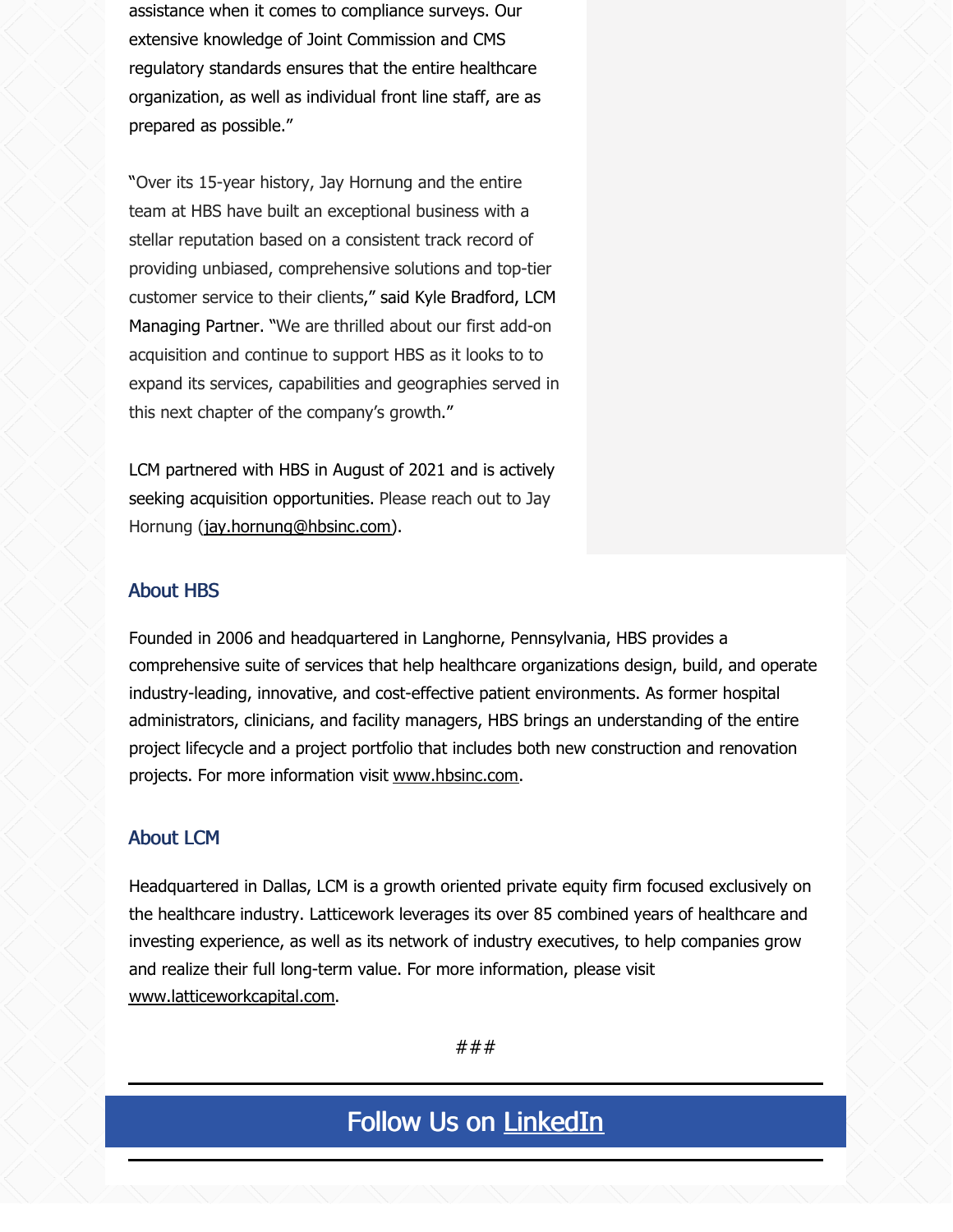assistance when it comes to compliance surveys. Our extensive knowledge of Joint Commission and CMS regulatory standards ensures that the entire healthcare organization, as well as individual front line staff, are as prepared as possible."

"Over its 15-year history, Jay Hornung and the entire team at HBS have built an exceptional business with a stellar reputation based on a consistent track record of providing unbiased, comprehensive solutions and top-tier customer service to their clients," said Kyle Bradford, LCM Managing Partner. "We are thrilled about our first add-on acquisition and continue to support HBS as it looks to to expand its services, capabilities and geographies served in this next chapter of the company's growth."

LCM partnered with HBS in August of 2021 and is actively seeking acquisition opportunities. Please reach out to Jay Hornung (jay.hornung@hbsinc.com).

## About HBS

Founded in 2006 and headquartered in Langhorne, Pennsylvania, HBS provides a comprehensive suite of services that help healthcare organizations design, build, and operate industry-leading, innovative, and cost-effective patient environments. As former hospital administrators, clinicians, and facility managers, HBS brings an understanding of the entire project lifecycle and a project portfolio that includes both new construction and renovation projects. For more information visit www.hbsinc.com.

## About LCM

Headquartered in Dallas, LCM is a growth oriented private equity firm focused exclusively on the healthcare industry. Latticework leverages its over 85 combined years of healthcare and investing experience, as well as its network of industry executives, to help companies grow and realize their full long-term value. For more information, please visit www.latticeworkcapital.com.

###

Follow Us on LinkedIn